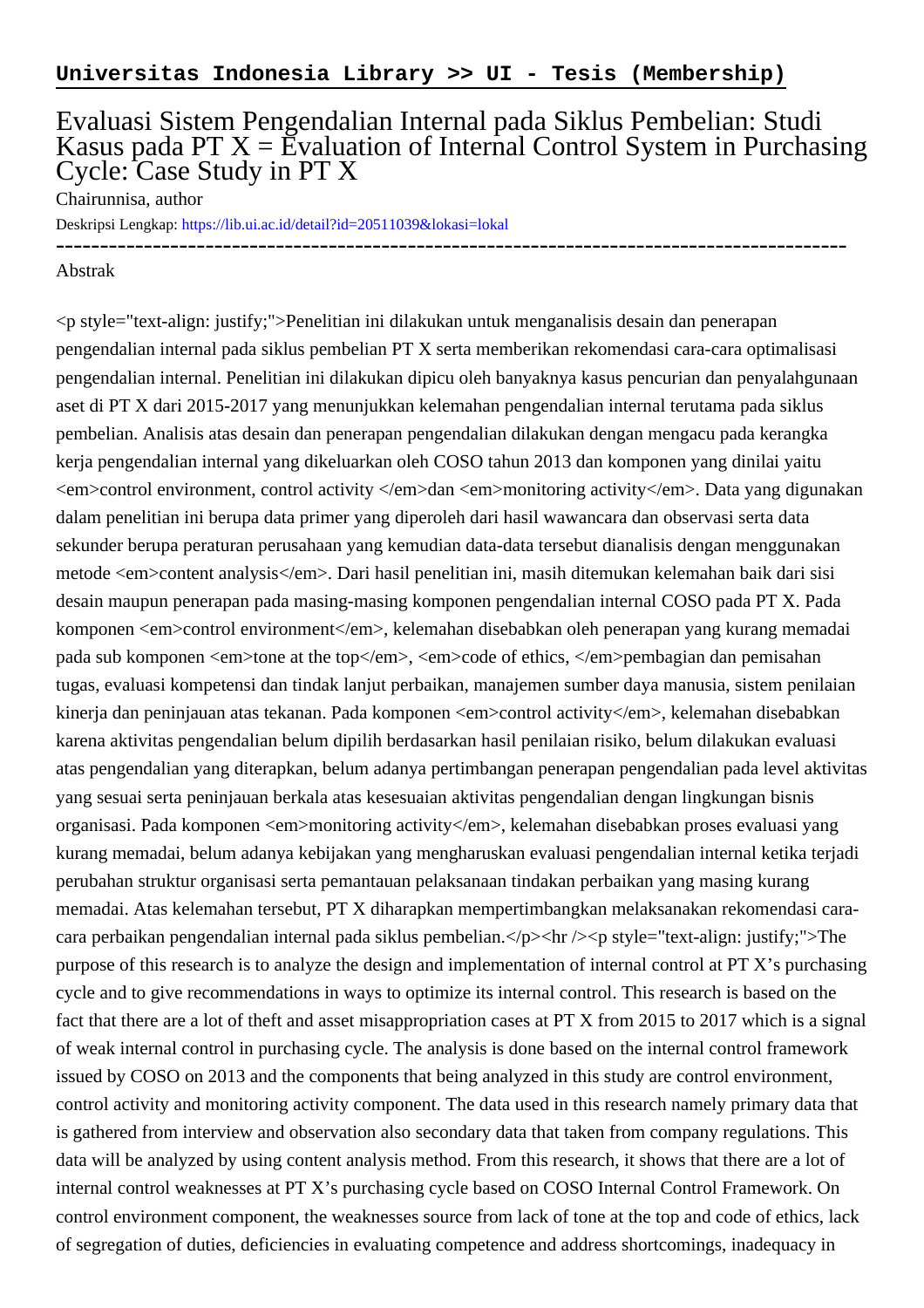**Universitas Indonesia Library >> UI - Tesis (Membership)**

# Evaluasi Sistem Pengendalian Internal pada Siklus Pembelian: Studi Kasus pada PT X = Evaluation of Internal Control System in Purchasing Cycle: Case Study in PT X

Chairunnisa, author

Deskripsi Lengkap: https://lib.ui.ac.id/detail?id=20511039&lokasi=lokal

------------------------------------------------------------------------------------------

Abstrak

<p style="text-align: justify;">Penelitian ini dilakukan untuk menganalisis desain dan penerapan pengendalian internal pada siklus pembelian PT X serta memberikan rekomendasi cara-cara optimalisasi pengendalian internal. Penelitian ini dilakukan dipicu oleh banyaknya kasus pencurian dan penyalahgunaan aset di PT X dari 2015-2017 yang menunjukkan kelemahan pengendalian internal terutama pada siklus pembelian. Analisis atas desain dan penerapan pengendalian dilakukan dengan mengacu pada kerangka kerja pengendalian internal yang dikeluarkan oleh COSO tahun 2013 dan komponen yang dinilai yaitu <em>control environment, control activity </em>dan <em>monitoring activity</em>. Data yang digunakan dalam penelitian ini berupa data primer yang diperoleh dari hasil wawancara dan observasi serta data sekunder berupa peraturan perusahaan yang kemudian data-data tersebut dianalisis dengan menggunakan metode <em>content analysis</em>. Dari hasil penelitian ini, masih ditemukan kelemahan baik dari sisi desain maupun penerapan pada masing-masing komponen pengendalian internal COSO pada PT X. Pada komponen <em>control environment</em>, kelemahan disebabkan oleh penerapan yang kurang memadai pada sub komponen <em>tone at the top</em>, <em>code of ethics, </em>pembagian dan pemisahan tugas, evaluasi kompetensi dan tindak lanjut perbaikan, manajemen sumber daya manusia, sistem penilaian kinerja dan peninjauan atas tekanan. Pada komponen <em>control activity</em>, kelemahan disebabkan karena aktivitas pengendalian belum dipilih berdasarkan hasil penilaian risiko, belum dilakukan evaluasi atas pengendalian yang diterapkan, belum adanya pertimbangan penerapan pengendalian pada level aktivitas yang sesuai serta peninjauan berkala atas kesesuaian aktivitas pengendalian dengan lingkungan bisnis organisasi. Pada komponen <em>monitoring activity</em>, kelemahan disebabkan proses evaluasi yang kurang memadai, belum adanya kebijakan yang mengharuskan evaluasi pengendalian internal ketika terjadi perubahan struktur organisasi serta pemantauan pelaksanaan tindakan perbaikan yang masing kurang memadai. Atas kelemahan tersebut, PT X diharapkan mempertimbangkan melaksanakan rekomendasi cara-cara perbaikan pengendalian internal pada siklus pembelian.</p><hr /><p style="text-align: justify;">The purpose of this research is to analyze the design and implementation of internal control at PT X's purchasing cycle and to give recommendations in ways to optimize its internal control. This research is based on the fact that there are a lot of theft and asset misappropriation cases at PT X from 2015 to 2017 which is a signal of weak internal control in purchasing cycle. The analysis is done based on the internal control framework issued by COSO on 2013 and the components that being analyzed in this study are control environment, control activity and monitoring activity component. The data used in this research namely primary data that is gathered from interview and observation also secondary data that taken from company regulations. This data will be analyzed by using content analysis method. From this research, it shows that there are a lot of internal control weaknesses at PT X's purchasing cycle based on COSO Internal Control Framework. On control environment component, the weaknesses source from lack of tone at the top and code of ethics, lack of segregation of duties, deficiencies in evaluating competence and address shortcomings, inadequacy in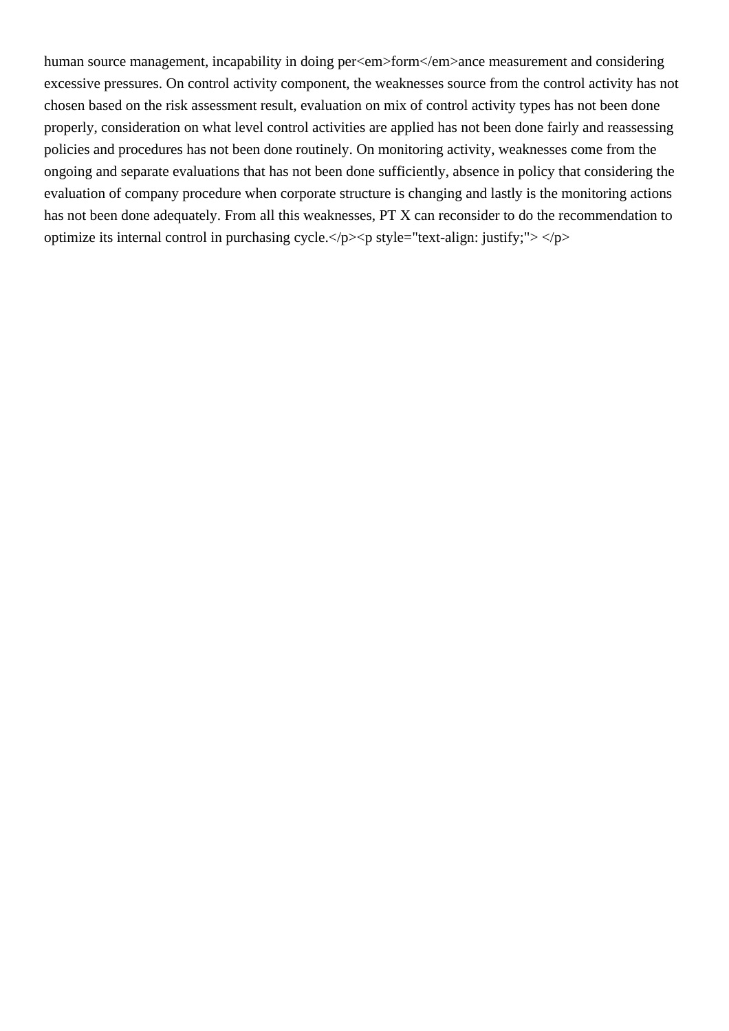human source management, incapability in doing per<em>form</em>ance measurement and considering excessive pressures. On control activity component, the weaknesses source from the control activity has not chosen based on the risk assessment result, evaluation on mix of control activity types has not been done properly, consideration on what level control activities are applied has not been done fairly and reassessing policies and procedures has not been done routinely. On monitoring activity, weaknesses come from the ongoing and separate evaluations that has not been done sufficiently, absence in policy that considering the evaluation of company procedure when corporate structure is changing and lastly is the monitoring actions has not been done adequately. From all this weaknesses, PT X can reconsider to do the recommendation to optimize its internal control in purchasing cycle.</p><p style="text-align: justify;"> </p>